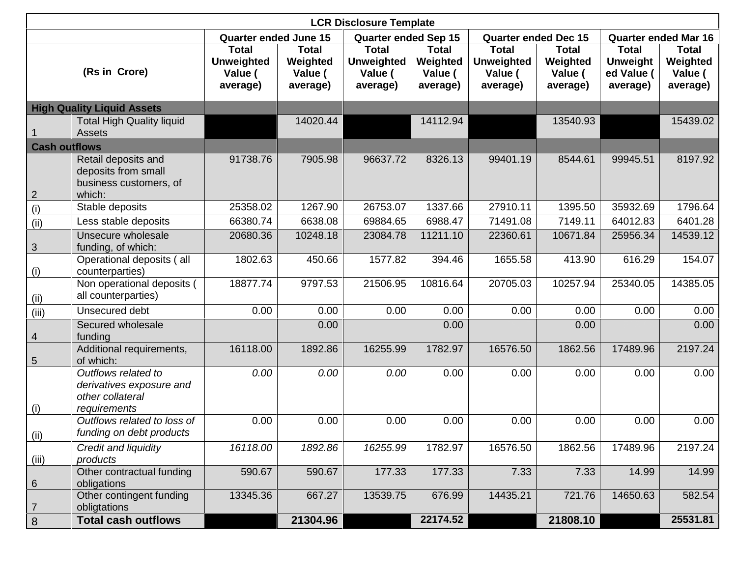| LCR Disclosure Template | | | | | | | | | |
|---|---|---|---|---|---|---|---|---|---|
| | | Quarter ended June 15 | | Quarter ended Sep 15 | | Quarter ended Dec 15 | | Quarter ended Mar 16 | |
| (Rs in Crore) | | Total Unweighted Value ( average) | Total Weighted Value ( average) | Total Unweighted Value ( average) | Total Weighted Value ( average) | Total Unweighted Value ( average) | Total Weighted Value ( average) | Total Unweighted Value ( average) | Total Weighted Value ( average) |
| **High Quality Liquid Assets** | | | | | | | | | |
| 1 | Total High Quality liquid Assets | | 14020.44 | | 14112.94 | | 13540.93 | | 15439.02 |
| **Cash outflows** | | | | | | | | | |
| 2 | Retail deposits and deposits from small business customers, of which: | 91738.76 | 7905.98 | 96637.72 | 8326.13 | 99401.19 | 8544.61 | 99945.51 | 8197.92 |
| (i) | Stable deposits | 25358.02 | 1267.90 | 26753.07 | 1337.66 | 27910.11 | 1395.50 | 35932.69 | 1796.64 |
| (ii) | Less stable deposits | 66380.74 | 6638.08 | 69884.65 | 6988.47 | 71491.08 | 7149.11 | 64012.83 | 6401.28 |
| 3 | Unsecure wholesale funding, of which: | 20680.36 | 10248.18 | 23084.78 | 11211.10 | 22360.61 | 10671.84 | 25956.34 | 14539.12 |
| (i) | Operational deposits ( all counterparties) | 1802.63 | 450.66 | 1577.82 | 394.46 | 1655.58 | 413.90 | 616.29 | 154.07 |
| (ii) | Non operational deposits ( all counterparties) | 18877.74 | 9797.53 | 21506.95 | 10816.64 | 20705.03 | 10257.94 | 25340.05 | 14385.05 |
| (iii) | Unsecured debt | 0.00 | 0.00 | 0.00 | 0.00 | 0.00 | 0.00 | 0.00 | 0.00 |
| 4 | Secured wholesale funding | | 0.00 | | 0.00 | | 0.00 | | 0.00 |
| 5 | Additional requirements, of which: | 16118.00 | 1892.86 | 16255.99 | 1782.97 | 16576.50 | 1862.56 | 17489.96 | 2197.24 |
| (i) | *Outflows related to derivatives exposure and other collateral requirements* | *0.00* | *0.00* | *0.00* | 0.00 | 0.00 | 0.00 | 0.00 | 0.00 |
| (ii) | *Outflows related to loss of funding on debt products* | 0.00 | 0.00 | 0.00 | 0.00 | 0.00 | 0.00 | 0.00 | 0.00 |
| (iii) | *Credit and liquidity products* | *16118.00* | *1892.86* | *16255.99* | 1782.97 | 16576.50 | 1862.56 | 17489.96 | 2197.24 |
| 6 | Other contractual funding obligations | 590.67 | 590.67 | 177.33 | 177.33 | 7.33 | 7.33 | 14.99 | 14.99 |
| 7 | Other contingent funding obligtations | 13345.36 | 667.27 | 13539.75 | 676.99 | 14435.21 | 721.76 | 14650.63 | 582.54 |
| 8 | **Total cash outflows** | | **21304.96** | | **22174.52** | | **21808.10** | | **25531.81** |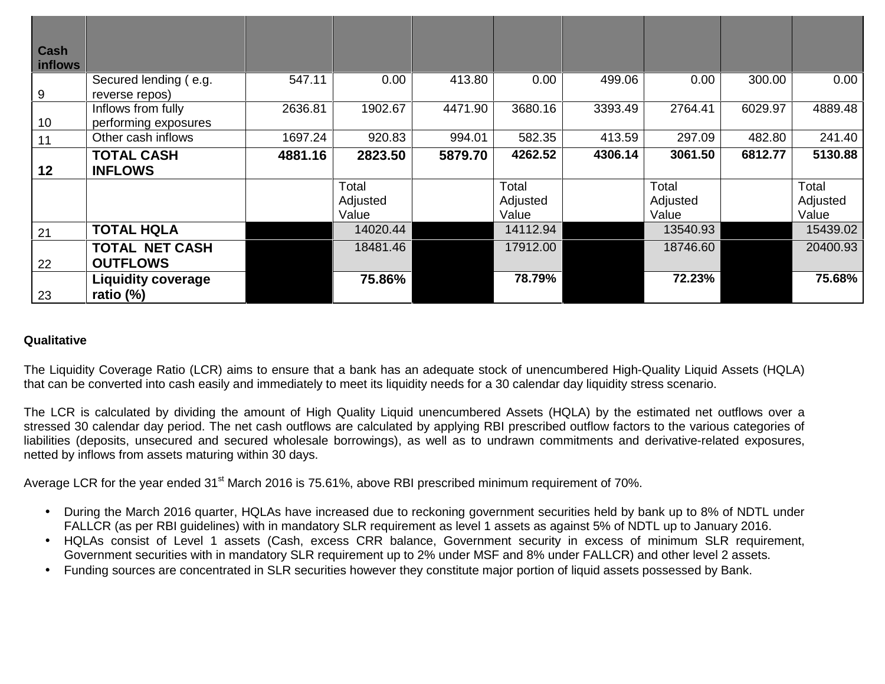| Cash inflows | | | | | | | | | |
|---|---|---|---|---|---|---|---|---|---|
| 9 | Secured lending ( e.g. reverse repos) | 547.11 | 0.00 | 413.80 | 0.00 | 499.06 | 0.00 | 300.00 | 0.00 |
| 10 | Inflows from fully performing exposures | 2636.81 | 1902.67 | 4471.90 | 3680.16 | 3393.49 | 2764.41 | 6029.97 | 4889.48 |
| 11 | Other cash inflows | 1697.24 | 920.83 | 994.01 | 582.35 | 413.59 | 297.09 | 482.80 | 241.40 |
| **12** | **TOTAL CASH INFLOWS** | **4881.16** | **2823.50** | **5879.70** | **4262.52** | **4306.14** | **3061.50** | **6812.77** | **5130.88** |
| | | | Total Adjusted Value | | Total Adjusted Value | | Total Adjusted Value | | Total Adjusted Value |
| 21 | **TOTAL HQLA** | | 14020.44 | | 14112.94 | | 13540.93 | | 15439.02 |
| 22 | **TOTAL NET CASH OUTFLOWS** | | 18481.46 | | 17912.00 | | 18746.60 | | 20400.93 |
| 23 | **Liquidity coverage ratio (%)** | | **75.86%** | | **78.79%** | | **72.23%** | | **75.68%** |

**Qualitative**

The Liquidity Coverage Ratio (LCR) aims to ensure that a bank has an adequate stock of unencumbered High-Quality Liquid Assets (HQLA) that can be converted into cash easily and immediately to meet its liquidity needs for a 30 calendar day liquidity stress scenario.

The LCR is calculated by dividing the amount of High Quality Liquid unencumbered Assets (HQLA) by the estimated net outflows over a stressed 30 calendar day period. The net cash outflows are calculated by applying RBI prescribed outflow factors to the various categories of liabilities (deposits, unsecured and secured wholesale borrowings), as well as to undrawn commitments and derivative-related exposures, netted by inflows from assets maturing within 30 days.

Average LCR for the year ended 31st March 2016 is 75.61%, above RBI prescribed minimum requirement of 70%.

- During the March 2016 quarter, HQLAs have increased due to reckoning government securities held by bank up to 8% of NDTL under FALLCR (as per RBI guidelines) with in mandatory SLR requirement as level 1 assets as against 5% of NDTL up to January 2016.
- HQLAs consist of Level 1 assets (Cash, excess CRR balance, Government security in excess of minimum SLR requirement, Government securities with in mandatory SLR requirement up to 2% under MSF and 8% under FALLCR) and other level 2 assets.
- Funding sources are concentrated in SLR securities however they constitute major portion of liquid assets possessed by Bank.